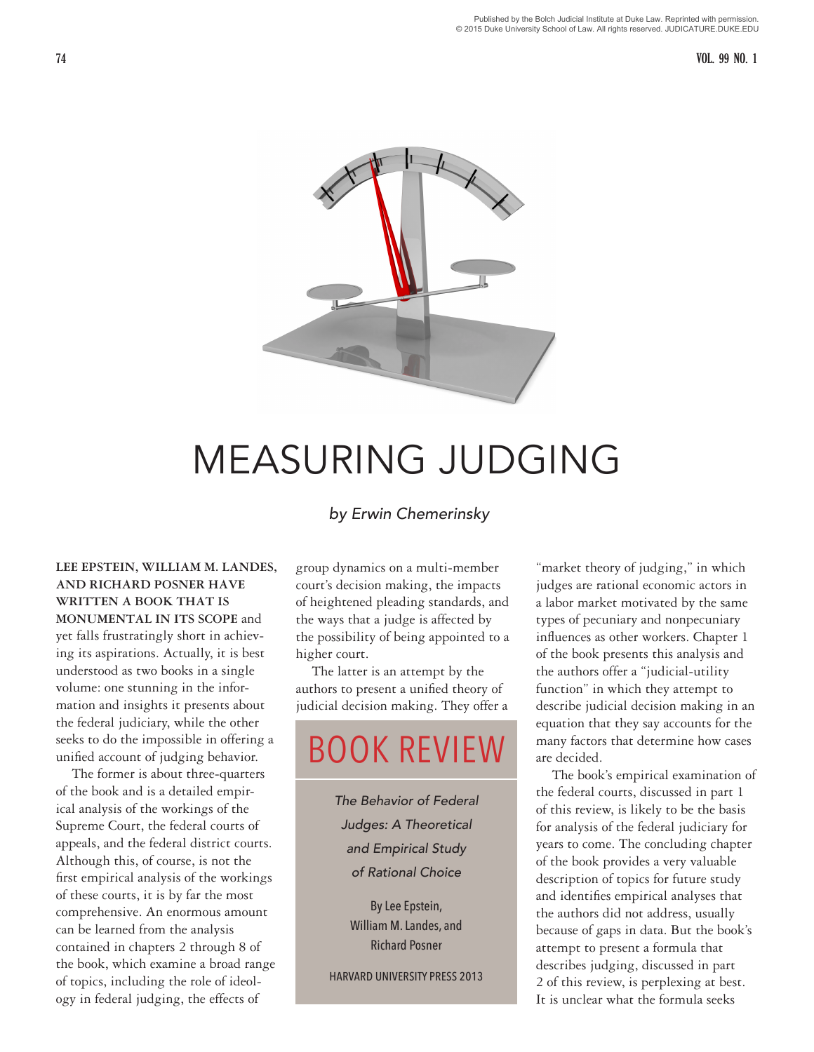# MEASURING JUDGING

*by Erwin Chemerinsky*

**LEE EPSTEIN, WILLIAM M. LANDES, AND RICHARD POSNER HAVE WRITTEN A BOOK THAT IS MONUMENTAL IN ITS SCOPE** and yet falls frustratingly short in achieving its aspirations. Actually, it is best understood as two books in a single volume: one stunning in the information and insights it presents about the federal judiciary, while the other seeks to do the impossible in offering a unified account of judging behavior.

The former is about three-quarters of the book and is a detailed empirical analysis of the workings of the Supreme Court, the federal courts of appeals, and the federal district courts. Although this, of course, is not the first empirical analysis of the workings of these courts, it is by far the most comprehensive. An enormous amount can be learned from the analysis contained in chapters 2 through 8 of the book, which examine a broad range of topics, including the role of ideology in federal judging, the effects of group dynamics on a multi-member court's decision making, the impacts of heightened pleading standards, and the ways that a judge is affected by the possibility of being appointed to a higher court.

The latter is an attempt by the authors to present a unified theory of judicial decision making. They offer a "market theory of judging," in which judges are rational economic actors in a labor market motivated by the same types of pecuniary and nonpecuniary influences as other workers. Chapter 1 of the book presents this analysis and the authors offer a "judicial-utility function" in which they attempt to describe judicial decision making in an equation that they say accounts for the many factors that determine how cases are decided.

The book's empirical examination of the federal courts, discussed in part 1 of this review, is likely to be the basis for analysis of the federal judiciary for years to come. The concluding chapter of the book provides a very valuable description of topics for future study and identifies empirical analyses that the authors did not address, usually because of gaps in data. But the book's attempt to present a formula that describes judging, discussed in part 2 of this review, is perplexing at best. It is unclear what the formula seeks

## BOOK REVIEW

*The Behavior of Federal Judges: A Theoretical and Empirical Study of Rational Choice*

By Lee Epstein, William M. Landes, and Richard Posner

HARVARD UNIVERSITY PRESS 2013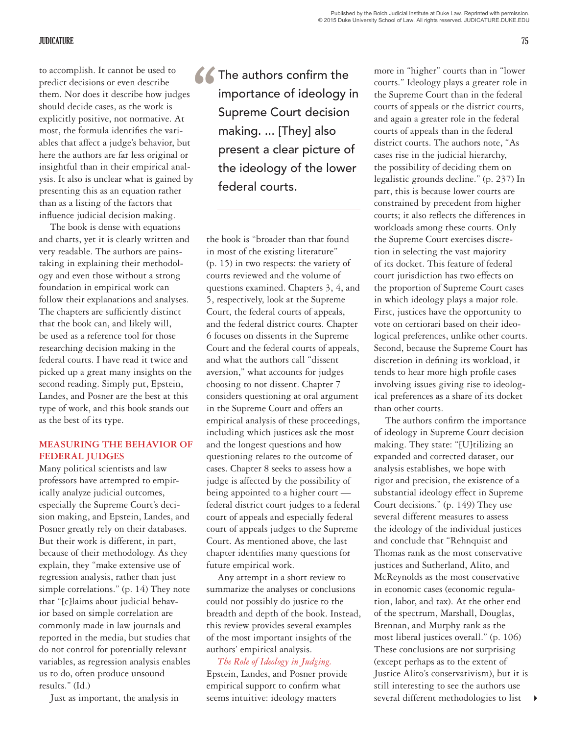to accomplish. It cannot be used to predict decisions or even describe them. Nor does it describe how judges should decide cases, as the work is explicitly positive, not normative. At most, the formula identifies the variables that affect a judge's behavior, but here the authors are far less original or insightful than in their empirical analysis. It also is unclear what is gained by presenting this as an equation rather than as a listing of the factors that influence judicial decision making.

The book is dense with equations and charts, yet it is clearly written and very readable. The authors are painstaking in explaining their methodology and even those without a strong foundation in empirical work can follow their explanations and analyses. The chapters are sufficiently distinct that the book can, and likely will, be used as a reference tool for those researching decision making in the federal courts. I have read it twice and picked up a great many insights on the second reading. Simply put, Epstein, Landes, and Posner are the best at this type of work, and this book stands out as the best of its type.

## MEASURING THE BEHAVIOR OF FEDERAL JUDGES

Many political scientists and law professors have attempted to empirically analyze judicial outcomes, especially the Supreme Court's decision making, and Epstein, Landes, and Posner greatly rely on their databases. But their work is different, in part, because of their methodology. As they explain, they "make extensive use of regression analysis, rather than just simple correlations." (p. 14) They note that "[c]laims about judicial behavior based on simple correlation are commonly made in law journals and reported in the media, but studies that do not control for potentially relevant variables, as regression analysis enables us to do, often produce unsound results." (Id.)

Just as important, the analysis in the book is "broader than that found in most of the existing literature" (p. 15) in two respects: the variety of courts reviewed and the volume of questions examined. Chapters 3, 4, and 5, respectively, look at the Supreme Court, the federal courts of appeals, and the federal district courts. Chapter 6 focuses on dissents in the Supreme Court and the federal courts of appeals, and what the authors call "dissent aversion," what accounts for judges choosing to not dissent. Chapter 7 considers questioning at oral argument in the Supreme Court and offers an empirical analysis of these proceedings, including which justices ask the most and the longest questions and how questioning relates to the outcome of cases. Chapter 8 seeks to assess how a judge is affected by the possibility of being appointed to a higher court — federal district court judges to a federal court of appeals and especially federal court of appeals judges to the Supreme Court. As mentioned above, the last chapter identifies many questions for future empirical work.

> "The authors confirm the importance of ideology in Supreme Court decision making. ... [They] also present a clear picture of the ideology of the lower federal courts.

Any attempt in a short review to summarize the analyses or conclusions could not possibly do justice to the breadth and depth of the book. Instead, this review provides several examples of the most important insights of the authors' empirical analysis.

*The Role of Ideology in Judging.* Epstein, Landes, and Posner provide empirical support to confirm what seems intuitive: ideology matters more in "higher" courts than in "lower courts." Ideology plays a greater role in the Supreme Court than in the federal courts of appeals or the district courts, and again a greater role in the federal courts of appeals than in the federal district courts. The authors note, "As cases rise in the judicial hierarchy, the possibility of deciding them on legalistic grounds decline." (p. 237) In part, this is because lower courts are constrained by precedent from higher courts; it also reflects the differences in workloads among these courts. Only the Supreme Court exercises discretion in selecting the vast majority of its docket. This feature of federal court jurisdiction has two effects on the proportion of Supreme Court cases in which ideology plays a major role. First, justices have the opportunity to vote on certiorari based on their ideological preferences, unlike other courts. Second, because the Supreme Court has discretion in defining its workload, it tends to hear more high profile cases involving issues giving rise to ideological preferences as a share of its docket than other courts.

The authors confirm the importance of ideology in Supreme Court decision making. They state: "[U]tilizing an expanded and corrected dataset, our analysis establishes, we hope with rigor and precision, the existence of a substantial ideology effect in Supreme Court decisions." (p. 149) They use several different measures to assess the ideology of the individual justices and conclude that "Rehnquist and Thomas rank as the most conservative justices and Sutherland, Alito, and McReynolds as the most conservative in economic cases (economic regulation, labor, and tax). At the other end of the spectrum, Marshall, Douglas, Brennan, and Murphy rank as the most liberal justices overall." (p. 106) These conclusions are not surprising (except perhaps as to the extent of Justice Alito's conservativism), but it is still interesting to see the authors use several different methodologies to list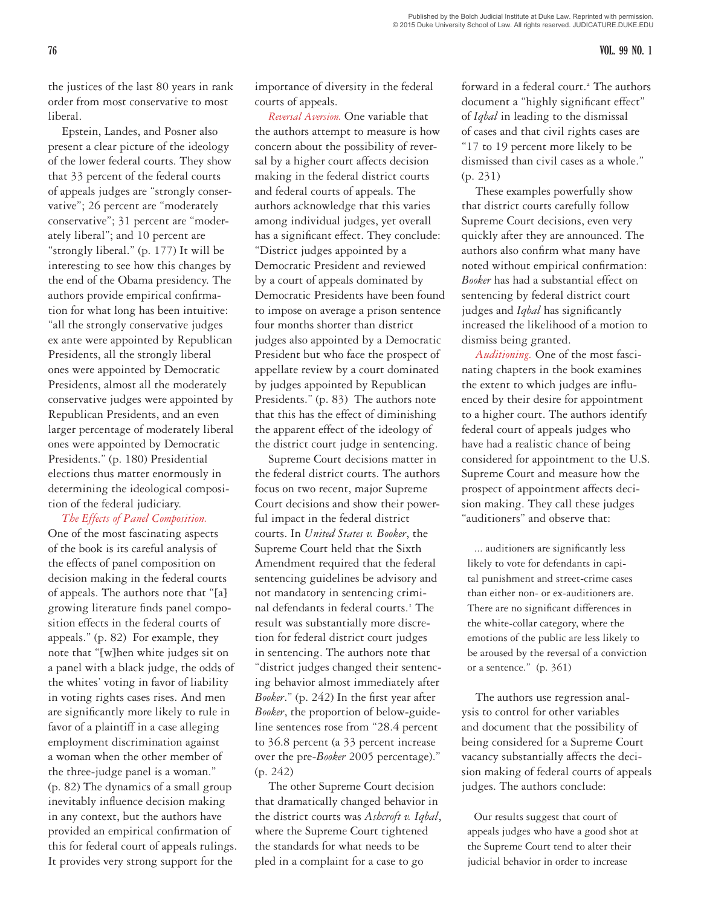the justices of the last 80 years in rank order from most conservative to most liberal.

Epstein, Landes, and Posner also present a clear picture of the ideology of the lower federal courts. They show that 33 percent of the federal courts of appeals judges are "strongly conservative"; 26 percent are "moderately conservative"; 31 percent are "moderately liberal"; and 10 percent are "strongly liberal." (p. 177) It will be interesting to see how this changes by the end of the Obama presidency. The authors provide empirical confirmation for what long has been intuitive: "all the strongly conservative judges ex ante were appointed by Republican Presidents, all the strongly liberal ones were appointed by Democratic Presidents, almost all the moderately conservative judges were appointed by Republican Presidents, and an even larger percentage of moderately liberal ones were appointed by Democratic Presidents." (p. 180) Presidential elections thus matter enormously in determining the ideological composition of the federal judiciary.

*The Effects of Panel Composition.* One of the most fascinating aspects of the book is its careful analysis of the effects of panel composition on decision making in the federal courts of appeals. The authors note that "[a] growing literature finds panel composition effects in the federal courts of appeals." (p. 82) For example, they note that "[w]hen white judges sit on a panel with a black judge, the odds of the whites' voting in favor of liability in voting rights cases rises. And men are significantly more likely to rule in favor of a plaintiff in a case alleging employment discrimination against a woman when the other member of the three-judge panel is a woman." (p. 82) The dynamics of a small group inevitably influence decision making in any context, but the authors have provided an empirical confirmation of this for federal court of appeals rulings. It provides very strong support for the importance of diversity in the federal courts of appeals.

*Reversal Aversion.* One variable that the authors attempt to measure is how concern about the possibility of reversal by a higher court affects decision making in the federal district courts and federal courts of appeals. The authors acknowledge that this varies among individual judges, yet overall has a significant effect. They conclude: "District judges appointed by a Democratic President and reviewed by a court of appeals dominated by Democratic Presidents have been found to impose on average a prison sentence four months shorter than district judges also appointed by a Democratic President but who face the prospect of appellate review by a court dominated by judges appointed by Republican Presidents." (p. 83) The authors note that this has the effect of diminishing the apparent effect of the ideology of the district court judge in sentencing.

Supreme Court decisions matter in the federal district courts. The authors focus on two recent, major Supreme Court decisions and show their powerful impact in the federal district courts. In *United States v. Booker*, the Supreme Court held that the Sixth Amendment required that the federal sentencing guidelines be advisory and not mandatory in sentencing criminal defendants in federal courts.[1] The result was substantially more discretion for federal district court judges in sentencing. The authors note that "district judges changed their sentencing behavior almost immediately after *Booker*." (p. 242) In the first year after *Booker*, the proportion of below-guideline sentences rose from "28.4 percent to 36.8 percent (a 33 percent increase over the pre-*Booker* 2005 percentage)." (p. 242)

The other Supreme Court decision that dramatically changed behavior in the district courts was *Ashcroft v. Iqbal*, where the Supreme Court tightened the standards for what needs to be pled in a complaint for a case to go forward in a federal court.[2] The authors document a "highly significant effect" of *Iqbal* in leading to the dismissal of cases and that civil rights cases are "17 to 19 percent more likely to be dismissed than civil cases as a whole." (p. 231)

These examples powerfully show that district courts carefully follow Supreme Court decisions, even very quickly after they are announced. The authors also confirm what many have noted without empirical confirmation: *Booker* has had a substantial effect on sentencing by federal district court judges and *Iqbal* has significantly increased the likelihood of a motion to dismiss being granted.

*Auditioning.* One of the most fascinating chapters in the book examines the extent to which judges are influenced by their desire for appointment to a higher court. The authors identify federal court of appeals judges who have had a realistic chance of being considered for appointment to the U.S. Supreme Court and measure how the prospect of appointment affects decision making. They call these judges "auditioners" and observe that:

> ... auditioners are significantly less likely to vote for defendants in capital punishment and street-crime cases than either non- or ex-auditioners are. There are no significant differences in the white-collar category, where the emotions of the public are less likely to be aroused by the reversal of a conviction or a sentence." (p. 361)

The authors use regression analysis to control for other variables and document that the possibility of being considered for a Supreme Court vacancy substantially affects the decision making of federal courts of appeals judges. The authors conclude:

> Our results suggest that court of appeals judges who have a good shot at the Supreme Court tend to alter their judicial behavior in order to increase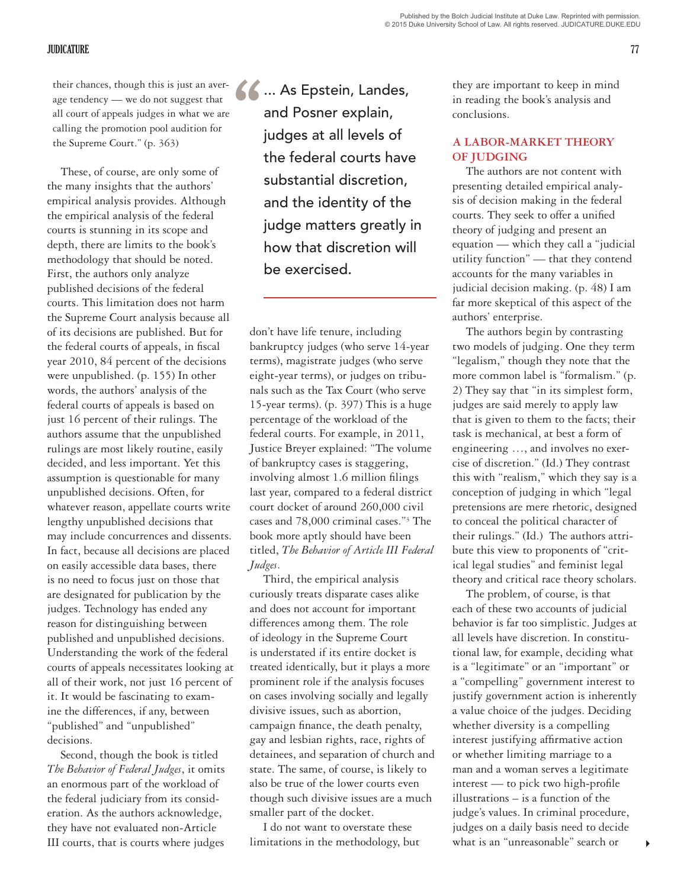their chances, though this is just an average tendency — we do not suggest that all court of appeals judges in what we are calling the promotion pool audition for the Supreme Court." (p. 363)

These, of course, are only some of the many insights that the authors' empirical analysis provides. Although the empirical analysis of the federal courts is stunning in its scope and depth, there are limits to the book's methodology that should be noted. First, the authors only analyze published decisions of the federal courts. This limitation does not harm the Supreme Court analysis because all of its decisions are published. But for the federal courts of appeals, in fiscal year 2010, 84 percent of the decisions were unpublished. (p. 155) In other words, the authors' analysis of the federal courts of appeals is based on just 16 percent of their rulings. The authors assume that the unpublished rulings are most likely routine, easily decided, and less important. Yet this assumption is questionable for many unpublished decisions. Often, for whatever reason, appellate courts write lengthy unpublished decisions that may include concurrences and dissents. In fact, because all decisions are placed on easily accessible data bases, there is no need to focus just on those that are designated for publication by the judges. Technology has ended any reason for distinguishing between published and unpublished decisions. Understanding the work of the federal courts of appeals necessitates looking at all of their work, not just 16 percent of it. It would be fascinating to examine the differences, if any, between "published" and "unpublished" decisions.

Second, though the book is titled *The Behavior of Federal Judges*, it omits an enormous part of the workload of the federal judiciary from its consideration. As the authors acknowledge, they have not evaluated non-Article III courts, that is courts where judges don't have life tenure, including bankruptcy judges (who serve 14-year terms), magistrate judges (who serve eight-year terms), or judges on tribunals such as the Tax Court (who serve 15-year terms). (p. 397) This is a huge percentage of the workload of the federal courts. For example, in 2011, Justice Breyer explained: "The volume of bankruptcy cases is staggering, involving almost 1.6 million filings last year, compared to a federal district court docket of around 260,000 civil cases and 78,000 criminal cases."[3] The book more aptly should have been titled, *The Behavior of Article III Federal Judges*.

> "... As Epstein, Landes, and Posner explain, judges at all levels of the federal courts have substantial discretion, and the identity of the judge matters greatly in how that discretion will be exercised.

Third, the empirical analysis curiously treats disparate cases alike and does not account for important differences among them. The role of ideology in the Supreme Court is understated if its entire docket is treated identically, but it plays a more prominent role if the analysis focuses on cases involving socially and legally divisive issues, such as abortion, campaign finance, the death penalty, gay and lesbian rights, race, rights of detainees, and separation of church and state. The same, of course, is likely to also be true of the lower courts even though such divisive issues are a much smaller part of the docket.

I do not want to overstate these limitations in the methodology, but they are important to keep in mind in reading the book's analysis and conclusions.

## A LABOR-MARKET THEORY OF JUDGING

The authors are not content with presenting detailed empirical analysis of decision making in the federal courts. They seek to offer a unified theory of judging and present an equation — which they call a "judicial utility function" — that they contend accounts for the many variables in judicial decision making. (p. 48) I am far more skeptical of this aspect of the authors' enterprise.

The authors begin by contrasting two models of judging. One they term "legalism," though they note that the more common label is "formalism." (p. 2) They say that "in its simplest form, judges are said merely to apply law that is given to them to the facts; their task is mechanical, at best a form of engineering …, and involves no exercise of discretion." (Id.) They contrast this with "realism," which they say is a conception of judging in which "legal pretensions are mere rhetoric, designed to conceal the political character of their rulings." (Id.) The authors attribute this view to proponents of "critical legal studies" and feminist legal theory and critical race theory scholars.

The problem, of course, is that each of these two accounts of judicial behavior is far too simplistic. Judges at all levels have discretion. In constitutional law, for example, deciding what is a "legitimate" or an "important" or a "compelling" government interest to justify government action is inherently a value choice of the judges. Deciding whether diversity is a compelling interest justifying affirmative action or whether limiting marriage to a man and a woman serves a legitimate interest — to pick two high-profile illustrations – is a function of the judge's values. In criminal procedure, judges on a daily basis need to decide what is an "unreasonable" search or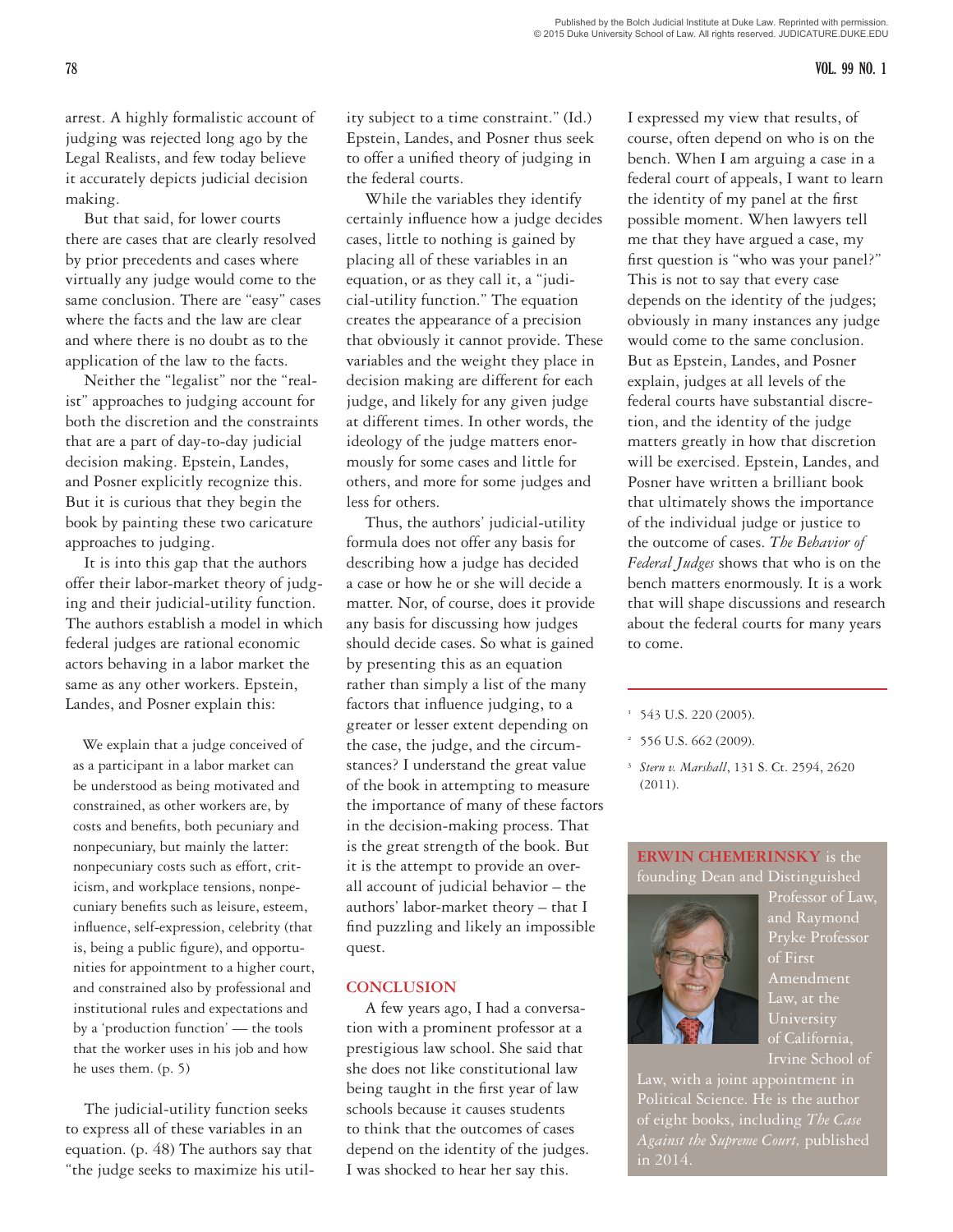arrest. A highly formalistic account of judging was rejected long ago by the Legal Realists, and few today believe it accurately depicts judicial decision making.

But that said, for lower courts there are cases that are clearly resolved by prior precedents and cases where virtually any judge would come to the same conclusion. There are "easy" cases where the facts and the law are clear and where there is no doubt as to the application of the law to the facts.

Neither the "legalist" nor the "realist" approaches to judging account for both the discretion and the constraints that are a part of day-to-day judicial decision making. Epstein, Landes, and Posner explicitly recognize this. But it is curious that they begin the book by painting these two caricature approaches to judging.

It is into this gap that the authors offer their labor-market theory of judging and their judicial-utility function. The authors establish a model in which federal judges are rational economic actors behaving in a labor market the same as any other workers. Epstein, Landes, and Posner explain this:

> We explain that a judge conceived of as a participant in a labor market can be understood as being motivated and constrained, as other workers are, by costs and benefits, both pecuniary and nonpecuniary, but mainly the latter: nonpecuniary costs such as effort, criticism, and workplace tensions, nonpecuniary benefits such as leisure, esteem, influence, self-expression, celebrity (that is, being a public figure), and opportunities for appointment to a higher court, and constrained also by professional and institutional rules and expectations and by a 'production function' — the tools that the worker uses in his job and how he uses them. (p. 5)

The judicial-utility function seeks to express all of these variables in an equation. (p. 48) The authors say that "the judge seeks to maximize his utility subject to a time constraint." (Id.) Epstein, Landes, and Posner thus seek to offer a unified theory of judging in the federal courts.

While the variables they identify certainly influence how a judge decides cases, little to nothing is gained by placing all of these variables in an equation, or as they call it, a "judicial-utility function." The equation creates the appearance of a precision that obviously it cannot provide. These variables and the weight they place in decision making are different for each judge, and likely for any given judge at different times. In other words, the ideology of the judge matters enormously for some cases and little for others, and more for some judges and less for others.

Thus, the authors' judicial-utility formula does not offer any basis for describing how a judge has decided a case or how he or she will decide a matter. Nor, of course, does it provide any basis for discussing how judges should decide cases. So what is gained by presenting this as an equation rather than simply a list of the many factors that influence judging, to a greater or lesser extent depending on the case, the judge, and the circumstances? I understand the great value of the book in attempting to measure the importance of many of these factors in the decision-making process. That is the great strength of the book. But it is the attempt to provide an overall account of judicial behavior – the authors' labor-market theory – that I find puzzling and likely an impossible quest.

## CONCLUSION

A few years ago, I had a conversation with a prominent professor at a prestigious law school. She said that she does not like constitutional law being taught in the first year of law schools because it causes students to think that the outcomes of cases depend on the identity of the judges. I was shocked to hear her say this. I expressed my view that results, of course, often depend on who is on the bench. When I am arguing a case in a federal court of appeals, I want to learn the identity of my panel at the first possible moment. When lawyers tell me that they have argued a case, my first question is "who was your panel?" This is not to say that every case depends on the identity of the judges; obviously in many instances any judge would come to the same conclusion. But as Epstein, Landes, and Posner explain, judges at all levels of the federal courts have substantial discretion, and the identity of the judge matters greatly in how that discretion will be exercised. Epstein, Landes, and Posner have written a brilliant book that ultimately shows the importance of the individual judge or justice to the outcome of cases. *The Behavior of Federal Judges* shows that who is on the bench matters enormously. It is a work that will shape discussions and research about the federal courts for many years to come.

---

[1] 543 U.S. 220 (2005).

[2] 556 U.S. 662 (2009).

[3] *Stern v. Marshall*, 131 S. Ct. 2594, 2620 (2011).

**ERWIN CHEMERINSKY** is the founding Dean and Distinguished Professor of Law, and Raymond Pryke Professor of First Amendment Law, at the University of California, Irvine School of Law, with a joint appointment in Political Science. He is the author of eight books, including *The Case Against the Supreme Court,* published in 2014.